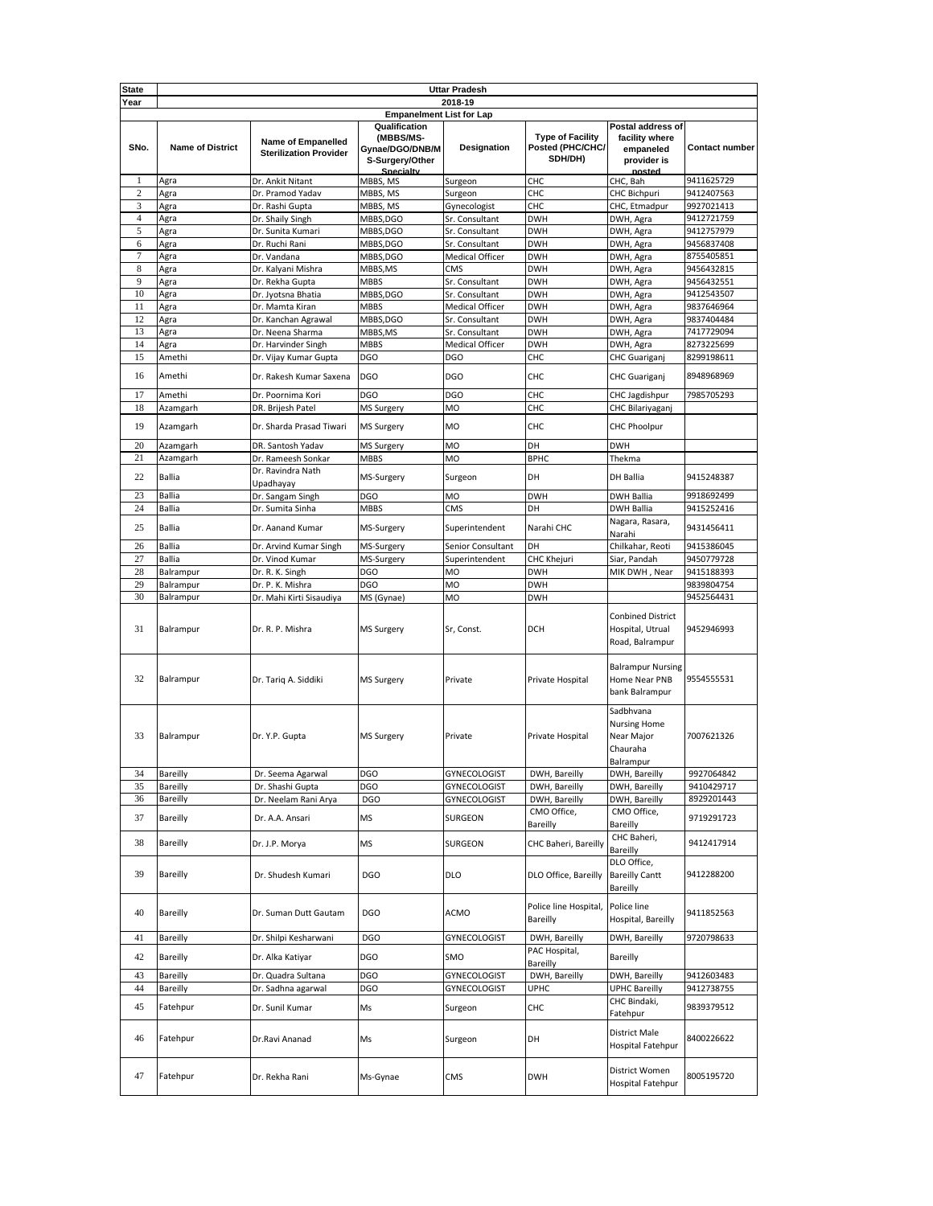| State | Uttar Pradesh | | | | | | |
|---|---|---|---|---|---|---|---|
| Year | 2018-19 | | | | | | |
| Empanelment List for Lap | | | | | | | |
| SNo. | Name of District | Name of Empanelled Sterilization Provider | Qualification (MBBS/MS-Gynae/DGO/DNB/M S-Surgery/Other Specialty | Designation | Type of Facility Posted (PHC/CHC/ SDH/DH) | Postal address of facility where empaneled provider is posted | Contact number |
| 1 | Agra | Dr. Ankit Nitant | MBBS, MS | Surgeon | CHC | CHC, Bah | 9411625729 |
| 2 | Agra | Dr. Pramod Yadav | MBBS, MS | Surgeon | CHC | CHC Bichpuri | 9412407563 |
| 3 | Agra | Dr. Rashi Gupta | MBBS, MS | Gynecologist | CHC | CHC, Etmadpur | 9927021413 |
| 4 | Agra | Dr. Shaily Singh | MBBS,DGO | Sr. Consultant | DWH | DWH, Agra | 9412721759 |
| 5 | Agra | Dr. Sunita Kumari | MBBS,DGO | Sr. Consultant | DWH | DWH, Agra | 9412757979 |
| 6 | Agra | Dr. Ruchi Rani | MBBS,DGO | Sr. Consultant | DWH | DWH, Agra | 9456837408 |
| 7 | Agra | Dr. Vandana | MBBS,DGO | Medical Officer | DWH | DWH, Agra | 8755405851 |
| 8 | Agra | Dr. Kalyani Mishra | MBBS,MS | CMS | DWH | DWH, Agra | 9456432815 |
| 9 | Agra | Dr. Rekha Gupta | MBBS | Sr. Consultant | DWH | DWH, Agra | 9456432551 |
| 10 | Agra | Dr. Jyotsna Bhatia | MBBS,DGO | Sr. Consultant | DWH | DWH, Agra | 9412543507 |
| 11 | Agra | Dr. Mamta Kiran | MBBS | Medical Officer | DWH | DWH, Agra | 9837646964 |
| 12 | Agra | Dr. Kanchan Agrawal | MBBS,DGO | Sr. Consultant | DWH | DWH, Agra | 9837404484 |
| 13 | Agra | Dr. Neena Sharma | MBBS,MS | Sr. Consultant | DWH | DWH, Agra | 7417729094 |
| 14 | Agra | Dr. Harvinder Singh | MBBS | Medical Officer | DWH | DWH, Agra | 8273225699 |
| 15 | Amethi | Dr. Vijay Kumar Gupta | DGO | DGO | CHC | CHC Guariganj | 8299198611 |
| 16 | Amethi | Dr. Rakesh Kumar Saxena | DGO | DGO | CHC | CHC Guariganj | 8948968969 |
| 17 | Amethi | Dr. Poornima Kori | DGO | DGO | CHC | CHC Jagdishpur | 7985705293 |
| 18 | Azamgarh | DR. Brijesh Patel | MS Surgery | MO | CHC | CHC Bilariyaganj | |
| 19 | Azamgarh | Dr. Sharda Prasad Tiwari | MS Surgery | MO | CHC | CHC Phoolpur | |
| 20 | Azamgarh | DR. Santosh Yadav | MS Surgery | MO | DH | DWH | |
| 21 | Azamgarh | Dr. Rameesh Sonkar | MBBS | MO | BPHC | Thekma | |
| 22 | Ballia | Dr. Ravindra Nath Upadhayay | MS-Surgery | Surgeon | DH | DH Ballia | 9415248387 |
| 23 | Ballia | Dr. Sangam Singh | DGO | MO | DWH | DWH Ballia | 9918692499 |
| 24 | Ballia | Dr. Sumita Sinha | MBBS | CMS | DH | DWH Ballia | 9415252416 |
| 25 | Ballia | Dr. Aanand Kumar | MS-Surgery | Superintendent | Narahi CHC | Nagara, Rasara, Narahi | 9431456411 |
| 26 | Ballia | Dr. Arvind Kumar Singh | MS-Surgery | Senior Consultant | DH | Chilkahar, Reoti | 9415386045 |
| 27 | Ballia | Dr. Vinod Kumar | MS-Surgery | Superintendent | CHC Khejuri | Siar, Pandah | 9450779728 |
| 28 | Balrampur | Dr. R. K. Singh | DGO | MO | DWH | MIK DWH , Near | 9415188393 |
| 29 | Balrampur | Dr. P. K. Mishra | DGO | MO | DWH | | 9839804754 |
| 30 | Balrampur | Dr. Mahi Kirti Sisaudiya | MS (Gynae) | MO | DWH | | 9452564431 |
| 31 | Balrampur | Dr. R. P. Mishra | MS Surgery | Sr, Const. | DCH | Conbined District Hospital, Utrual Road, Balrampur | 9452946993 |
| 32 | Balrampur | Dr. Tariq A. Siddiki | MS Surgery | Private | Private Hospital | Balrampur Nursing Home Near PNB bank Balrampur | 9554555531 |
| 33 | Balrampur | Dr. Y.P. Gupta | MS Surgery | Private | Private Hospital | Sadbhvana Nursing Home Near Major Chauraha Balrampur | 7007621326 |
| 34 | Bareilly | Dr. Seema Agarwal | DGO | GYNECOLOGIST | DWH, Bareilly | DWH, Bareilly | 9927064842 |
| 35 | Bareilly | Dr. Shashi Gupta | DGO | GYNECOLOGIST | DWH, Bareilly | DWH, Bareilly | 9410429717 |
| 36 | Bareilly | Dr. Neelam Rani Arya | DGO | GYNECOLOGIST | DWH, Bareilly | DWH, Bareilly | 8929201443 |
| 37 | Bareilly | Dr. A.A. Ansari | MS | SURGEON | CMO Office, Bareilly | CMO Office, Bareilly | 9719291723 |
| 38 | Bareilly | Dr. J.P. Morya | MS | SURGEON | CHC Baheri, Bareilly | CHC Baheri, Bareilly | 9412417914 |
| 39 | Bareilly | Dr. Shudesh Kumari | DGO | DLO | DLO Office, Bareilly | DLO Office, Bareilly Cantt Bareilly | 9412288200 |
| 40 | Bareilly | Dr. Suman Dutt Gautam | DGO | ACMO | Police line Hospital, Bareilly | Police line Hospital, Bareilly | 9411852563 |
| 41 | Bareilly | Dr. Shilpi Kesharwani | DGO | GYNECOLOGIST | DWH, Bareilly | DWH, Bareilly | 9720798633 |
| 42 | Bareilly | Dr. Alka Katiyar | DGO | SMO | PAC Hospital, Bareilly | Bareilly | |
| 43 | Bareilly | Dr. Quadra Sultana | DGO | GYNECOLOGIST | DWH, Bareilly | DWH, Bareilly | 9412603483 |
| 44 | Bareilly | Dr. Sadhna agarwal | DGO | GYNECOLOGIST | UPHC | UPHC Bareilly | 9412738755 |
| 45 | Fatehpur | Dr. Sunil Kumar | Ms | Surgeon | CHC | CHC Bindaki, Fatehpur | 9839379512 |
| 46 | Fatehpur | Dr.Ravi Ananad | Ms | Surgeon | DH | District Male Hospital Fatehpur | 8400226622 |
| 47 | Fatehpur | Dr. Rekha Rani | Ms-Gynae | CMS | DWH | District Women Hospital Fatehpur | 8005195720 |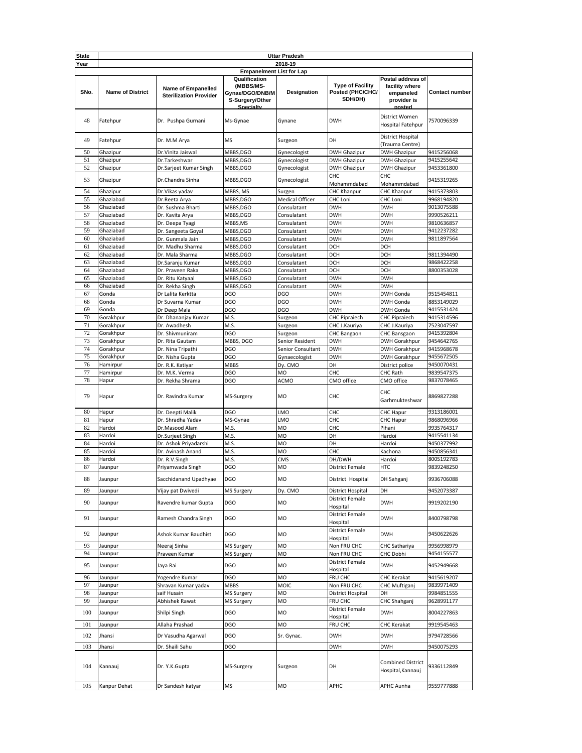| State | Uttar Pradesh | | | | | | |
|---|---|---|---|---|---|---|---|
| Year | 2018-19 | | | | | | |
| Empanelment List for Lap | | | | | | | |
| SNo. | Name of District | Name of Empanelled Sterilization Provider | Qualification (MBBS/MS-Gynae/DGO/DNB/M S-Surgery/Other Specialty | Designation | Type of Facility Posted (PHC/CHC/ SDH/DH) | Postal address of facility where empaneled provider is posted | Contact number |
| 48 | Fatehpur | Dr. Pushpa Gurnani | Ms-Gynae | Gynane | DWH | District Women Hospital Fatehpur | 7570096339 |
| 49 | Fatehpur | Dr. M.M Arya | MS | Surgeon | DH | District Hospital (Trauma Centre) | |
| 50 | Ghazipur | Dr.Vinita Jaiswal | MBBS,DGO | Gynecologist | DWH Ghazipur | DWH Ghazipur | 9415256068 |
| 51 | Ghazipur | Dr.Tarkeshwar | MBBS,DGO | Gynecologist | DWH Ghazipur | DWH Ghazipur | 9415255642 |
| 52 | Ghazipur | Dr.Sarjeet Kumar Singh | MBBS,DGO | Gynecologist | DWH Ghazipur | DWH Ghazipur | 9453361800 |
| 53 | Ghazipur | Dr.Chandra Sinha | MBBS,DGO | Gynecologist | CHC Mohammdabad | CHC Mohammdabad | 9415319265 |
| 54 | Ghazipur | Dr.Vikas yadav | MBBS, MS | Surgen | CHC Khanpur | CHC Khanpur | 9415373803 |
| 55 | Ghaziabad | Dr.Reeta Arya | MBBS,DGO | Medical Officer | CHC Loni | CHC Loni | 9968194820 |
| 56 | Ghaziabad | Dr. Sushma Bharti | MBBS,DGO | Consulatant | DWH | DWH | 9013075588 |
| 57 | Ghaziabad | Dr. Kavita Arya | MBBS,DGO | Consulatant | DWH | DWH | 9990526211 |
| 58 | Ghaziabad | Dr. Deepa Tyagi | MBBS,MS | Consulatant | DWH | DWH | 9810636857 |
| 59 | Ghaziabad | Dr. Sangeeta Goyal | MBBS,DGO | Consulatant | DWH | DWH | 9412237282 |
| 60 | Ghaziabad | Dr. Gunmala Jain | MBBS,DGO | Consulatant | DWH | DWH | 9811897564 |
| 61 | Ghaziabad | Dr. Madhu Sharma | MBBS,DGO | Consulatant | DCH | DCH | |
| 62 | Ghaziabad | Dr. Mala Sharma | MBBS,DGO | Consulatant | DCH | DCH | 9811394490 |
| 63 | Ghaziabad | Dr.Saranju Kumar | MBBS,DGO | Consulatant | DCH | DCH | 9868422258 |
| 64 | Ghaziabad | Dr. Praveen Raka | MBBS,DGO | Consulatant | DCH | DCH | 8800353028 |
| 65 | Ghaziabad | Dr. Ritu Katyaal | MBBS,DGO | Consulatant | DWH | DWH | |
| 66 | Ghaziabad | Dr. Rekha Singh | MBBS,DGO | Consulatant | DWH | DWH | |
| 67 | Gonda | Dr Lalita Kerktta | DGO | DGO | DWH | DWH Gonda | 9515454811 |
| 68 | Gonda | Dr Suvarna Kumar | DGO | DGO | DWH | DWH Gonda | 8853149029 |
| 69 | Gonda | Dr Deep Mala | DGO | DGO | DWH | DWH Gonda | 9415531424 |
| 70 | Gorakhpur | Dr. Dhananjay Kumar | M.S. | Surgeon | CHC Pipraiech | CHC Pipraiech | 9415314596 |
| 71 | Gorakhpur | Dr. Awadhesh | M.S. | Surgeon | CHC J.Kauriya | CHC J.Kauriya | 7523047597 |
| 72 | Gorakhpur | Dr. Shivmuniram | DGO | Surgeon | CHC Bangaon | CHC Bansgaon | 9415392804 |
| 73 | Gorakhpur | Dr. Rita Gautam | MBBS, DGO | Senior Resident | DWH | DWH Gorakhpur | 9454642765 |
| 74 | Gorakhpur | Dr. Nina Tripathi | DGO | Senior Consultant | DWH | DWH Gorakhpur | 9415968678 |
| 75 | Gorakhpur | Dr. Nisha Gupta | DGO | Gynaecologist | DWH | DWH Gorakhpur | 9455672505 |
| 76 | Hamirpur | Dr. R.K. Katiyar | MBBS | Dy. CMO | DH | District police | 9450070431 |
| 77 | Hamirpur | Dr. M.K. Verma | DGO | MO | CHC | CHC Rath | 9839547375 |
| 78 | Hapur | Dr. Rekha Shrama | DGO | ACMO | CMO office | CMO office | 9837078465 |
| 79 | Hapur | Dr. Ravindra Kumar | MS-Surgery | MO | CHC | CHC Garhmukteshwar | 8869827288 |
| 80 | Hapur | Dr. Deepti Malik | DGO | LMO | CHC | CHC Hapur | 9313186001 |
| 81 | Hapur | Dr. Shradha Yadav | MS-Gynae | LMO | CHC | CHC Hapur | 9868096966 |
| 82 | Hardoi | Dr.Masood Alam | M.S. | MO | CHC | Pihani | 9935764317 |
| 83 | Hardoi | Dr.Surjeet Singh | M.S. | MO | DH | Hardoi | 9415541134 |
| 84 | Hardoi | Dr. Ashok Priyadarshi | M.S. | MO | DH | Hardoi | 9450377992 |
| 85 | Hardoi | Dr. Avinash Anand | M.S. | MO | CHC | Kachona | 9450856341 |
| 86 | Hardoi | Dr. R.V.Singh | M.S. | CMS | DH/DWH | Hardoi | 8005192783 |
| 87 | Jaunpur | Priyamwada Singh | DGO | MO | District Female | HTC | 9839248250 |
| 88 | Jaunpur | Sacchidanand Upadhyae | DGO | MO | District Hospital | DH Sahganj | 9936706088 |
| 89 | Jaunpur | Vijay pat Dwivedi | MS Surgery | Dy. CMO | District Hospital | DH | 9452073387 |
| 90 | Jaunpur | Ravendre kumar Gupta | DGO | MO | District Female Hospital | DWH | 9919202190 |
| 91 | Jaunpur | Ramesh Chandra Singh | DGO | MO | District Female Hospital | DWH | 8400798798 |
| 92 | Jaunpur | Ashok Kumar Baudhist | DGO | MO | District Female Hospital | DWH | 9450622626 |
| 93 | Jaunpur | Neeraj Sinha | MS Surgery | MO | Non FRU CHC | CHC Sathariya | 9956998979 |
| 94 | Jaunpur | Praveen Kumar | MS Surgery | MO | Non FRU CHC | CHC Dobhi | 9454155577 |
| 95 | Jaunpur | Jaya Rai | DGO | MO | District Female Hospital | DWH | 9452949668 |
| 96 | Jaunpur | Yogendre Kumar | DGO | MO | FRU CHC | CHC Kerakat | 9415619207 |
| 97 | Jaunpur | Shravan Kumar yadav | MBBS | MOIC | Non FRU CHC | CHC Muftiganj | 9839971409 |
| 98 | Jaunpur | saif Husain | MS Surgery | MO | District Hospital | DH | 9984851555 |
| 99 | Jaunpur | Abhishek Rawat | MS Surgery | MO | FRU CHC | CHC Shahganj | 9628991177 |
| 100 | Jaunpur | Shilpi Singh | DGO | MO | District Female Hospital | DWH | 8004227863 |
| 101 | Jaunpur | Allaha Prashad | DGO | MO | FRU CHC | CHC Kerakat | 9919545463 |
| 102 | Jhansi | Dr Vasudha Agarwal | DGO | Sr. Gynac. | DWH | DWH | 9794728566 |
| 103 | Jhansi | Dr. Shaili Sahu | DGO | | DWH | DWH | 9450075293 |
| 104 | Kannauj | Dr. Y.K.Gupta | MS-Surgery | Surgeon | DH | Combined District Hospital,Kannauj | 9336112849 |
| 105 | Kanpur Dehat | Dr Sandesh katyar | MS | MO | APHC | APHC Aunha | 9559777888 |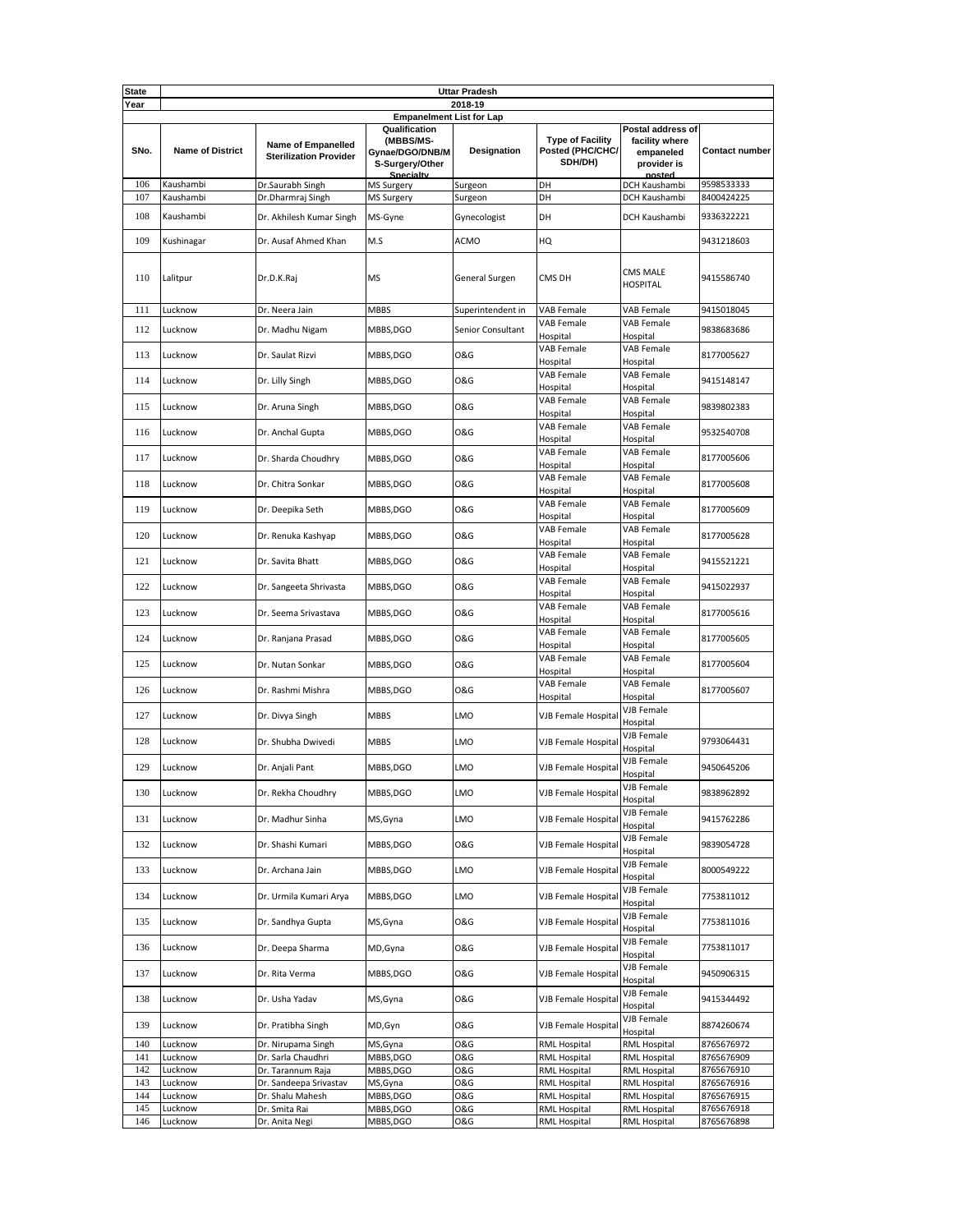| State | Uttar Pradesh | | | | | | |
|---|---|---|---|---|---|---|---|
| Year | 2018-19 | | | | | | |
| Empanelment List for Lap | | | | | | | |
| SNo. | Name of District | Name of Empanelled Sterilization Provider | Qualification (MBBS/MS-Gynae/DGO/DNB/MS-Surgery/Other Specialty | Designation | Type of Facility Posted (PHC/CHC/SDH/DH) | Postal address of facility where empaneled provider is posted | Contact number |
| 106 | Kaushambi | Dr.Saurabh Singh | MS Surgery | Surgeon | DH | DCH Kaushambi | 9598533333 |
| 107 | Kaushambi | Dr.Dharmraj Singh | MS Surgery | Surgeon | DH | DCH Kaushambi | 8400424225 |
| 108 | Kaushambi | Dr. Akhilesh Kumar Singh | MS-Gyne | Gynecologist | DH | DCH Kaushambi | 9336322221 |
| 109 | Kushinagar | Dr. Ausaf Ahmed Khan | M.S | ACMO | HQ | | 9431218603 |
| 110 | Lalitpur | Dr.D.K.Raj | MS | General Surgen | CMS DH | CMS MALE HOSPITAL | 9415586740 |
| 111 | Lucknow | Dr. Neera Jain | MBBS | Superintendent in | VAB Female | VAB Female | 9415018045 |
| 112 | Lucknow | Dr. Madhu Nigam | MBBS,DGO | Senior Consultant | VAB Female Hospital | VAB Female Hospital | 9838683686 |
| 113 | Lucknow | Dr. Saulat Rizvi | MBBS,DGO | O&G | VAB Female Hospital | VAB Female Hospital | 8177005627 |
| 114 | Lucknow | Dr. Lilly Singh | MBBS,DGO | O&G | VAB Female Hospital | VAB Female Hospital | 9415148147 |
| 115 | Lucknow | Dr. Aruna Singh | MBBS,DGO | O&G | VAB Female Hospital | VAB Female Hospital | 9839802383 |
| 116 | Lucknow | Dr. Anchal Gupta | MBBS,DGO | O&G | VAB Female Hospital | VAB Female Hospital | 9532540708 |
| 117 | Lucknow | Dr. Sharda Choudhry | MBBS,DGO | O&G | VAB Female Hospital | VAB Female Hospital | 8177005606 |
| 118 | Lucknow | Dr. Chitra Sonkar | MBBS,DGO | O&G | VAB Female Hospital | VAB Female Hospital | 8177005608 |
| 119 | Lucknow | Dr. Deepika Seth | MBBS,DGO | O&G | VAB Female Hospital | VAB Female Hospital | 8177005609 |
| 120 | Lucknow | Dr. Renuka Kashyap | MBBS,DGO | O&G | VAB Female Hospital | VAB Female Hospital | 8177005628 |
| 121 | Lucknow | Dr. Savita Bhatt | MBBS,DGO | O&G | VAB Female Hospital | VAB Female Hospital | 9415521221 |
| 122 | Lucknow | Dr. Sangeeta Shrivasta | MBBS,DGO | O&G | VAB Female Hospital | VAB Female Hospital | 9415022937 |
| 123 | Lucknow | Dr. Seema Srivastava | MBBS,DGO | O&G | VAB Female Hospital | VAB Female Hospital | 8177005616 |
| 124 | Lucknow | Dr. Ranjana Prasad | MBBS,DGO | O&G | VAB Female Hospital | VAB Female Hospital | 8177005605 |
| 125 | Lucknow | Dr. Nutan Sonkar | MBBS,DGO | O&G | VAB Female Hospital | VAB Female Hospital | 8177005604 |
| 126 | Lucknow | Dr. Rashmi Mishra | MBBS,DGO | O&G | VAB Female Hospital | VAB Female Hospital | 8177005607 |
| 127 | Lucknow | Dr. Divya Singh | MBBS | LMO | VJB Female Hospital | VJB Female Hospital | |
| 128 | Lucknow | Dr. Shubha Dwivedi | MBBS | LMO | VJB Female Hospital | VJB Female Hospital | 9793064431 |
| 129 | Lucknow | Dr. Anjali Pant | MBBS,DGO | LMO | VJB Female Hospital | VJB Female Hospital | 9450645206 |
| 130 | Lucknow | Dr. Rekha Choudhry | MBBS,DGO | LMO | VJB Female Hospital | VJB Female Hospital | 9838962892 |
| 131 | Lucknow | Dr. Madhur Sinha | MS,Gyna | LMO | VJB Female Hospital | VJB Female Hospital | 9415762286 |
| 132 | Lucknow | Dr. Shashi Kumari | MBBS,DGO | O&G | VJB Female Hospital | VJB Female Hospital | 9839054728 |
| 133 | Lucknow | Dr. Archana Jain | MBBS,DGO | LMO | VJB Female Hospital | VJB Female Hospital | 8000549222 |
| 134 | Lucknow | Dr. Urmila Kumari Arya | MBBS,DGO | LMO | VJB Female Hospital | VJB Female Hospital | 7753811012 |
| 135 | Lucknow | Dr. Sandhya Gupta | MS,Gyna | O&G | VJB Female Hospital | VJB Female Hospital | 7753811016 |
| 136 | Lucknow | Dr. Deepa Sharma | MD,Gyna | O&G | VJB Female Hospital | VJB Female Hospital | 7753811017 |
| 137 | Lucknow | Dr. Rita Verma | MBBS,DGO | O&G | VJB Female Hospital | VJB Female Hospital | 9450906315 |
| 138 | Lucknow | Dr. Usha Yadav | MS,Gyna | O&G | VJB Female Hospital | VJB Female Hospital | 9415344492 |
| 139 | Lucknow | Dr. Pratibha Singh | MD,Gyn | O&G | VJB Female Hospital | VJB Female Hospital | 8874260674 |
| 140 | Lucknow | Dr. Nirupama Singh | MS,Gyna | O&G | RML Hospital | RML Hospital | 8765676972 |
| 141 | Lucknow | Dr. Sarla Chaudhri | MBBS,DGO | O&G | RML Hospital | RML Hospital | 8765676909 |
| 142 | Lucknow | Dr. Tarannum Raja | MBBS,DGO | O&G | RML Hospital | RML Hospital | 8765676910 |
| 143 | Lucknow | Dr. Sandeepa Srivastav | MS,Gyna | O&G | RML Hospital | RML Hospital | 8765676916 |
| 144 | Lucknow | Dr. Shalu Mahesh | MBBS,DGO | O&G | RML Hospital | RML Hospital | 8765676915 |
| 145 | Lucknow | Dr. Smita Rai | MBBS,DGO | O&G | RML Hospital | RML Hospital | 8765676918 |
| 146 | Lucknow | Dr. Anita Negi | MBBS,DGO | O&G | RML Hospital | RML Hospital | 8765676898 |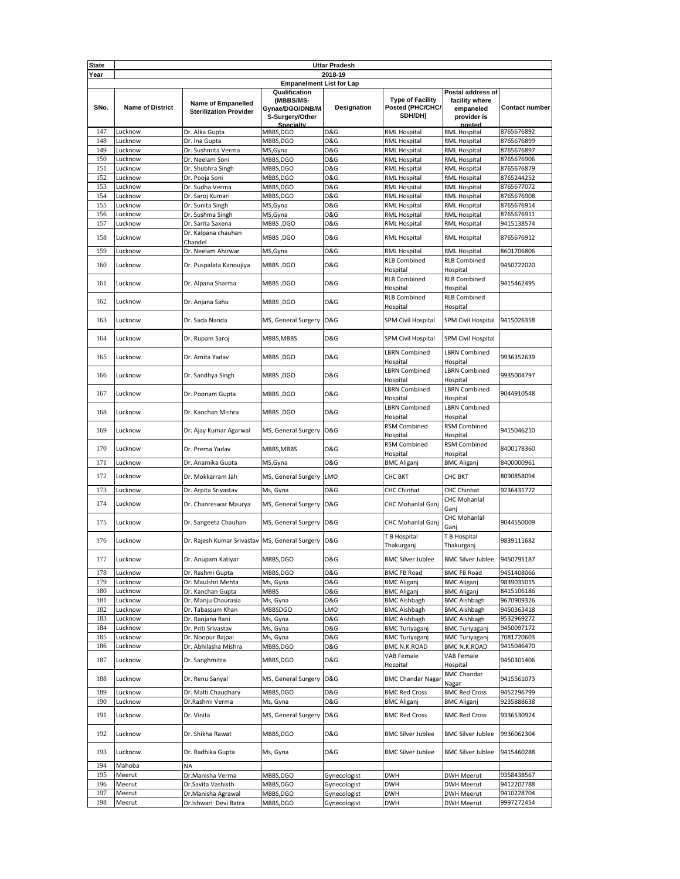| State | Uttar Pradesh | | | | | | |
|---|---|---|---|---|---|---|---|
| Year | 2018-19 | | | | | | |
| Empanelment List for Lap | | | | | | | |
| SNo. | Name of District | Name of Empanelled Sterilization Provider | Qualification (MBBS/MS-Gynae/DGO/DNB/MS-Surgery/Other Specialty | Designation | Type of Facility Posted (PHC/CHC/SDH/DH) | Postal address of facility where empaneled provider is posted | Contact number |
| 147 | Lucknow | Dr. Alka Gupta | MBBS,DGO | O&G | RML Hospital | RML Hospital | 8765676892 |
| 148 | Lucknow | Dr. Ina Gupta | MBBS,DGO | O&G | RML Hospital | RML Hospital | 8765676899 |
| 149 | Lucknow | Dr. Sushmita Verma | MS,Gyna | O&G | RML Hospital | RML Hospital | 8765676897 |
| 150 | Lucknow | Dr. Neelam Soni | MBBS,DGO | O&G | RML Hospital | RML Hospital | 8765676906 |
| 151 | Lucknow | Dr. Shubhra Singh | MBBS,DGO | O&G | RML Hospital | RML Hospital | 8765676879 |
| 152 | Lucknow | Dr. Pooja Soni | MBBS,DGO | O&G | RML Hospital | RML Hospital | 8765244252 |
| 153 | Lucknow | Dr. Sudha Verma | MBBS,DGO | O&G | RML Hospital | RML Hospital | 8765677072 |
| 154 | Lucknow | Dr. Saroj Kumari | MBBS,DGO | O&G | RML Hospital | RML Hospital | 8765676908 |
| 155 | Lucknow | Dr. Sunita Singh | MS,Gyna | O&G | RML Hospital | RML Hospital | 8765676914 |
| 156 | Lucknow | Dr. Sushma Singh | MS,Gyna | O&G | RML Hospital | RML Hospital | 8765676911 |
| 157 | Lucknow | Dr. Sarita Saxena | MBBS ,DGO | O&G | RML Hospital | RML Hospital | 9415138574 |
| 158 | Lucknow | Dr. Kalpana chauhan Chandel | MBBS ,DGO | O&G | RML Hospital | RML Hospital | 8765676912 |
| 159 | Lucknow | Dr. Neelam Ahirwar | MS,Gyna | O&G | RML Hospital | RML Hospital | 8601706806 |
| 160 | Lucknow | Dr. Puspalata Kanoujiya | MBBS ,DGO | O&G | RLB Combined Hospital | RLB Combined Hospital | 9450722020 |
| 161 | Lucknow | Dr. Alpana Sharma | MBBS ,DGO | O&G | RLB Combined Hospital | RLB Combined Hospital | 9415462495 |
| 162 | Lucknow | Dr. Anjana Sahu | MBBS ,DGO | O&G | RLB Combined Hospital | RLB Combined Hospital | |
| 163 | Lucknow | Dr. Sada Nanda | MS, General Surgery | O&G | SPM Civil Hospital | SPM Civil Hospital | 9415026358 |
| 164 | Lucknow | Dr. Rupam Saroj | MBBS,MBBS | O&G | SPM Civil Hospital | SPM Civil Hospital | |
| 165 | Lucknow | Dr. Amita Yadav | MBBS ,DGO | O&G | LBRN Combined Hospital | LBRN Combined Hospital | 9936352639 |
| 166 | Lucknow | Dr. Sandhya Singh | MBBS ,DGO | O&G | LBRN Combined Hospital | LBRN Combined Hospital | 9935004797 |
| 167 | Lucknow | Dr. Poonam Gupta | MBBS ,DGO | O&G | LBRN Combined Hospital | LBRN Combined Hospital | 9044910548 |
| 168 | Lucknow | Dr. Kanchan Mishra | MBBS ,DGO | O&G | LBRN Combined Hospital | LBRN Combined Hospital | |
| 169 | Lucknow | Dr. Ajay Kumar Agarwal | MS, General Surgery | O&G | RSM Combined Hospital | RSM Combined Hospital | 9415046210 |
| 170 | Lucknow | Dr. Prema Yadav | MBBS,MBBS | O&G | RSM Combined Hospital | RSM Combined Hospital | 8400178360 |
| 171 | Lucknow | Dr. Anamika Gupta | MS,Gyna | O&G | BMC Aliganj | BMC Aliganj | 8400000961 |
| 172 | Lucknow | Dr. Mokkarram Jah | MS, General Surgery | LMO | CHC BKT | CHC BKT | 8090858094 |
| 173 | Lucknow | Dr. Arpita Srivastav | Ms, Gyna | O&G | CHC Chinhat | CHC Chinhat | 9236431772 |
| 174 | Lucknow | Dr. Chanreswar Maurya | MS, General Surgery | O&G | CHC Mohanlal Ganj | CHC Mohanlal Ganj | |
| 175 | Lucknow | Dr. Sangeeta Chauhan | MS, General Surgery | O&G | CHC Mohanlal Ganj | CHC Mohanlal Ganj | 9044550009 |
| 176 | Lucknow | Dr. Rajesh Kumar Srivastav | MS, General Surgery | O&G | T B Hospital Thakurganj | T B Hospital Thakurganj | 9839111682 |
| 177 | Lucknow | Dr. Anupam Katiyar | MBBS,DGO | O&G | BMC Silver Jublee | BMC Silver Jublee | 9450795187 |
| 178 | Lucknow | Dr. Rashmi Gupta | MBBS,DGO | O&G | BMC FB Road | BMC FB Road | 9451408066 |
| 179 | Lucknow | Dr. Maulshri Mehta | Ms, Gyna | O&G | BMC Aliganj | BMC Aliganj | 9839035015 |
| 180 | Lucknow | Dr. Kanchan Gupta | MBBS | O&G | BMC Aliganj | BMC Aliganj | 8415106186 |
| 181 | Lucknow | Dr. Manju Chaurasia | Ms, Gyna | O&G | BMC Aishbagh | BMC Aishbagh | 9670909326 |
| 182 | Lucknow | Dr. Tabassum Khan | MBBSDGO | LMO | BMC Aishbagh | BMC Aishbagh | 9450363418 |
| 183 | Lucknow | Dr. Ranjana Rani | Ms, Gyna | O&G | BMC Aishbagh | BMC Aishbagh | 9532969272 |
| 184 | Lucknow | Dr. Priti Srivastav | Ms, Gyna | O&G | BMC Turiyaganj | BMC Turiyaganj | 9450097172 |
| 185 | Lucknow | Dr. Noopur Bajpai | Ms, Gyna | O&G | BMC Turiyaganj | BMC Turiyaganj | 7081720603 |
| 186 | Lucknow | Dr. Abhilasha Mishra | MBBS,DGO | O&G | BMC N.K.ROAD | BMC N.K.ROAD | 9415046470 |
| 187 | Lucknow | Dr. Sanghmitra | MBBS,DGO | O&G | VAB Female Hospital | VAB Female Hospital | 9450301406 |
| 188 | Lucknow | Dr. Renu Sanyal | MS, General Surgery | O&G | BMC Chandar Nagar | BMC Chandar Nagar | 9415561073 |
| 189 | Lucknow | Dr. Malti Chaudhary | MBBS,DGO | O&G | BMC Red Cross | BMC Red Cross | 9452296799 |
| 190 | Lucknow | Dr.Rashmi Verma | Ms, Gyna | O&G | BMC Aliganj | BMC Aliganj | 9235888638 |
| 191 | Lucknow | Dr. Vinita | MS, General Surgery | O&G | BMC Red Cross | BMC Red Cross | 9336530924 |
| 192 | Lucknow | Dr. Shikha Rawat | MBBS,DGO | O&G | BMC Silver Jublee | BMC Silver Jublee | 9936062304 |
| 193 | Lucknow | Dr. Radhika Gupta | Ms, Gyna | O&G | BMC Silver Jublee | BMC Silver Jublee | 9415460288 |
| 194 | Mahoba | NA | | | | | |
| 195 | Meerut | Dr.Manisha Verma | MBBS,DGO | Gynecologist | DWH | DWH Meerut | 9358438567 |
| 196 | Meerut | Dr.Savita Vashisth | MBBS,DGO | Gynecologist | DWH | DWH Meerut | 9412202788 |
| 197 | Meerut | Dr.Manisha Agrawal | MBBS,DGO | Gynecologist | DWH | DWH Meerut | 9410228704 |
| 198 | Meerut | Dr.Ishwari Devi Batra | MBBS,DGO | Gynecologist | DWH | DWH Meerut | 9997272454 |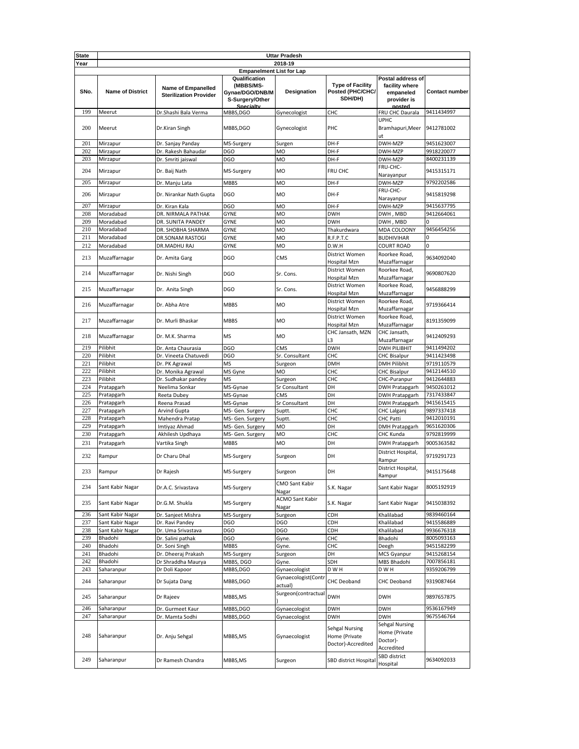| State | Uttar Pradesh | | | | | |
|---|---|---|---|---|---|---|
| Year | 2018-19 | | | | | |
| | Empanelment List for Lap | | | | | |
| SNo. | Name of District | Name of Empanelled Sterilization Provider | Qualification (MBBS/MS-Gynae/DGO/DNB/MS-Surgery/Other Specialty | Designation | Type of Facility Posted (PHC/CHC/SDH/DH) | Postal address of facility where empaneled provider is posted | Contact number |
| 199 | Meerut | Dr.Shashi Bala Verma | MBBS,DGO | Gynecologist | CHC | FRU CHC Daurala | 9411434997 |
| 200 | Meerut | Dr.Kiran Singh | MBBS,DGO | Gynecologist | PHC | UPHC Bramhapuri,Meerut | 9412781002 |
| 201 | Mirzapur | Dr. Sanjay Panday | MS-Surgery | Surgen | DH-F | DWH-MZP | 9451623007 |
| 202 | Mirzapur | Dr. Rakesh Bahaudar | DGO | MO | DH-F | DWH-MZP | 9918220077 |
| 203 | Mirzapur | Dr. Smriti jaiswal | DGO | MO | DH-F | DWH-MZP | 8400231139 |
| 204 | Mirzapur | Dr. Baij Nath | MS-Surgery | MO | FRU CHC | FRU-CHC-Narayanpur | 9415315171 |
| 205 | Mirzapur | Dr. Manju Lata | MBBS | MO | DH-F | DWH-MZP | 9792202586 |
| 206 | Mirzapur | Dr. Nirankar Nath Gupta | DGO | MO | DH-F | FRU-CHC-Narayanpur | 9415819298 |
| 207 | Mirzapur | Dr. Kiran Kala | DGO | MO | DH-F | DWH-MZP | 9415637795 |
| 208 | Moradabad | DR. NIRMALA PATHAK | GYNE | MO | DWH | DWH , MBD | 9412664061 |
| 209 | Moradabad | DR. SUNITA PANDEY | GYNE | MO | DWH | DWH , MBD | 0 |
| 210 | Moradabad | DR. SHOBHA SHARMA | GYNE | MO | Thakurdwara | MDA COLOONY | 9456454256 |
| 211 | Moradabad | DR.SONAM RASTOGI | GYNE | MO | R.F.P.T.C | BUDHIVIHAR | 0 |
| 212 | Moradabad | DR.MADHU RAJ | GYNE | MO | D.W.H | COURT ROAD | 0 |
| 213 | Muzaffarnagar | Dr. Amita Garg | DGO | CMS | District Women Hospital Mzn | Roorkee Road, Muzaffarnagar | 9634092040 |
| 214 | Muzaffarnagar | Dr. Nishi Singh | DGO | Sr. Cons. | District Women Hospital Mzn | Roorkee Road, Muzaffarnagar | 9690807620 |
| 215 | Muzaffarnagar | Dr. Anita Singh | DGO | Sr. Cons. | District Women Hospital Mzn | Roorkee Road, Muzaffarnagar | 9456888299 |
| 216 | Muzaffarnagar | Dr. Abha Atre | MBBS | MO | District Women Hospital Mzn | Roorkee Road, Muzaffarnagar | 9719366414 |
| 217 | Muzaffarnagar | Dr. Murli Bhaskar | MBBS | MO | District Women Hospital Mzn | Roorkee Road, Muzaffarnagar | 8191359099 |
| 218 | Muzaffarnagar | Dr. M.K. Sharma | MS | MO | CHC Jansath, MZN L3 | CHC Jansath, Muzaffarnagar | 9412409293 |
| 219 | Pilibhit | Dr. Anta Chaurasia | DGO | CMS | DWH | DWH PILIBHIT | 9411494202 |
| 220 | Pilibhit | Dr. Vineeta Chatuvedi | DGO | Sr. Consultant | CHC | CHC Bisalpur | 9411423498 |
| 221 | Pilibhit | Dr. PK Agrawal | MS | Surgeon | DMH | DMH Pilibhit | 9719110579 |
| 222 | Pilibhit | Dr. Monika Agrawal | MS Gyne | MO | CHC | CHC Bisalpur | 9412144510 |
| 223 | Pilibhit | Dr. Sudhakar pandey | MS | Surgeon | CHC | CHC-Puranpur | 9412644883 |
| 224 | Pratapgarh | Neelima Sonkar | MS-Gynae | Sr Consultant | DH | DWH Pratapgarh | 9450261012 |
| 225 | Pratapgarh | Reeta Dubey | MS-Gynae | CMS | DH | DWH Pratapgarh | 7317433847 |
| 226 | Pratapgarh | Reena Prasad | MS-Gynae | Sr Consultant | DH | DWH Pratapgarh | 9415615415 |
| 227 | Pratapgarh | Arvind Gupta | MS- Gen. Surgery | Suptt. | CHC | CHC Lalganj | 9897337418 |
| 228 | Pratapgarh | Mahendra Pratap | MS- Gen. Surgery | Suptt. | CHC | CHC Patti | 9412010191 |
| 229 | Pratapgarh | Imtiyaz Ahmad | MS- Gen. Surgery | MO | DH | DMH Pratapgarh | 9651620306 |
| 230 | Pratapgarh | Akhilesh Updhaya | MS- Gen. Surgery | MO | CHC | CHC Kunda | 9792819999 |
| 231 | Pratapgarh | Vartika Singh | MBBS | MO | DH | DWH Pratapgarh | 9005363582 |
| 232 | Rampur | Dr Charu Dhal | MS-Surgery | Surgeon | DH | District Hospital, Rampur | 9719291723 |
| 233 | Rampur | Dr Rajesh | MS-Surgery | Surgeon | DH | District Hospital, Rampur | 9415175648 |
| 234 | Sant Kabir Nagar | Dr.A.C. Srivastava | MS-Surgery | CMO Sant Kabir Nagar | S.K. Nagar | Sant Kabir Nagar | 8005192919 |
| 235 | Sant Kabir Nagar | Dr.G.M. Shukla | MS-Surgery | ACMO Sant Kabir Nagar | S.K. Nagar | Sant Kabir Nagar | 9415038392 |
| 236 | Sant Kabir Nagar | Dr. Sanjeet Mishra | MS-Surgery | Surgeon | CDH | Khalilabad | 9839460164 |
| 237 | Sant Kabir Nagar | Dr. Ravi Pandey | DGO | DGO | CDH | Khalilabad | 9415586889 |
| 238 | Sant Kabir Nagar | Dr. Uma Srivastava | DGO | DGO | CDH | Khalilabad | 9936676318 |
| 239 | Bhadohi | Dr. Salini pathak | DGO | Gyne. | CHC | Bhadohi | 8005093163 |
| 240 | Bhadohi | Dr. Soni Singh | MBBS | Gyne. | CHC | Deegh | 9451582299 |
| 241 | Bhadohi | Dr. Dheeraj Prakash | MS-Surgery | Surgeon | DH | MCS Gyanpur | 9415268154 |
| 242 | Bhadohi | Dr Shraddha Maurya | MBBS, DGO | Gyne. | SDH | MBS Bhadohi | 7007856181 |
| 243 | Saharanpur | Dr Doli Kapoor | MBBS,DGO | Gynaecologist | D W H | D W H | 9359206799 |
| 244 | Saharanpur | Dr Sujata Dang | MBBS,DGO | Gynaecologist(Contractual) | CHC Deoband | CHC Deoband | 9319087464 |
| 245 | Saharanpur | Dr Rajeev | MBBS,MS | Surgeon(contractual) | DWH | DWH | 9897657875 |
| 246 | Saharanpur | Dr. Gurmeet Kaur | MBBS,DGO | Gynaecologist | DWH | DWH | 9536167949 |
| 247 | Saharanpur | Dr. Mamta Sodhi | MBBS,DGO | Gynaecologist | DWH | DWH | 9675546764 |
| 248 | Saharanpur | Dr. Anju Sehgal | MBBS,MS | Gynaecologist | Sehgal Nursing Home (Private Doctor)-Accredited | Sehgal Nursing Home (Private Doctor)-Accredited | |
| 249 | Saharanpur | Dr Ramesh Chandra | MBBS,MS | Surgeon | SBD district Hospital | SBD district Hospital | 9634092033 |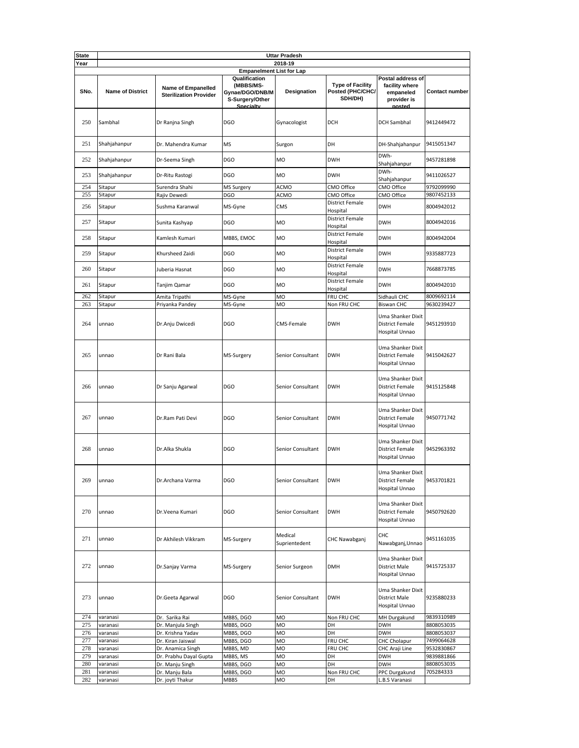| State | Uttar Pradesh | | | | | | |
|---|---|---|---|---|---|---|---|
| Year | 2018-19 | | | | | | |
| | Empanelment List for Lap | | | | | | |
| SNo. | Name of District | Name of Empanelled Sterilization Provider | Qualification (MBBS/MS-Gynae/DGO/DNB/MS-Surgery/Other Specialty | Designation | Type of Facility Posted (PHC/CHC/SDH/DH) | Postal address of facility where empaneled provider is posted | Contact number |
| 250 | Sambhal | Dr Ranjna Singh | DGO | Gynacologist | DCH | DCH Sambhal | 9412449472 |
| 251 | Shahjahanpur | Dr. Mahendra Kumar | MS | Surgon | DH | DH-Shahjahanpur | 9415051347 |
| 252 | Shahjahanpur | Dr-Seema Singh | DGO | MO | DWH | DWh-Shahjahanpur | 9457281898 |
| 253 | Shahjahanpur | Dr-Ritu Rastogi | DGO | MO | DWH | DWh-Shahjahanpur | 9411026527 |
| 254 | Sitapur | Surendra Shahi | MS Surgery | ACMO | CMO Office | CMO Office | 9792099990 |
| 255 | Sitapur | Rajiv Dewedi | DGO | ACMO | CMO Office | CMO Office | 9807452133 |
| 256 | Sitapur | Sushma Karanwal | MS-Gyne | CMS | District Female Hospital | DWH | 8004942012 |
| 257 | Sitapur | Sunita Kashyap | DGO | MO | District Female Hospital | DWH | 8004942016 |
| 258 | Sitapur | Kamlesh Kumari | MBBS, EMOC | MO | District Female Hospital | DWH | 8004942004 |
| 259 | Sitapur | Khursheed Zaidi | DGO | MO | District Female Hospital | DWH | 9335887723 |
| 260 | Sitapur | Juberia Hasnat | DGO | MO | District Female Hospital | DWH | 7668873785 |
| 261 | Sitapur | Tanjim Qamar | DGO | MO | District Female Hospital | DWH | 8004942010 |
| 262 | Sitapur | Amita Tripathi | MS-Gyne | MO | FRU CHC | Sidhauli CHC | 8009692114 |
| 263 | Sitapur | Priyanka Pandey | MS-Gyne | MO | Non FRU CHC | Biswan CHC | 9630239427 |
| 264 | unnao | Dr.Anju Dwicedi | DGO | CMS-Female | DWH | Uma Shanker Dixit District Female Hospital Unnao | 9451293910 |
| 265 | unnao | Dr Rani Bala | MS-Surgery | Senior Consultant | DWH | Uma Shanker Dixit District Female Hospital Unnao | 9415042627 |
| 266 | unnao | Dr Sanju Agarwal | DGO | Senior Consultant | DWH | Uma Shanker Dixit District Female Hospital Unnao | 9415125848 |
| 267 | unnao | Dr.Ram Pati Devi | DGO | Senior Consultant | DWH | Uma Shanker Dixit District Female Hospital Unnao | 9450771742 |
| 268 | unnao | Dr.Alka Shukla | DGO | Senior Consultant | DWH | Uma Shanker Dixit District Female Hospital Unnao | 9452963392 |
| 269 | unnao | Dr.Archana Varma | DGO | Senior Consultant | DWH | Uma Shanker Dixit District Female Hospital Unnao | 9453701821 |
| 270 | unnao | Dr.Veena Kumari | DGO | Senior Consultant | DWH | Uma Shanker Dixit District Female Hospital Unnao | 9450792620 |
| 271 | unnao | Dr Akhilesh Vikkram | MS-Surgery | Medical Suprientedent | CHC Nawabganj | CHC Nawabganj,Unnao | 9451161035 |
| 272 | unnao | Dr.Sanjay Varma | MS-Surgery | Senior Surgeon | DMH | Uma Shanker Dixit District Male Hospital Unnao | 9415725337 |
| 273 | unnao | Dr.Geeta Agarwal | DGO | Senior Consultant | DWH | Uma Shanker Dixit District Male Hospital Unnao | 9235880233 |
| 274 | varanasi | Dr. Sarika Rai | MBBS, DGO | MO | Non FRU CHC | MH Durgakund | 9839310989 |
| 275 | varanasi | Dr. Manjula Singh | MBBS, DGO | MO | DH | DWH | 8808053035 |
| 276 | varanasi | Dr. Krishna Yadav | MBBS, DGO | MO | DH | DWH | 8808053037 |
| 277 | varanasi | Dr. Kiran Jaiswal | MBBS, DGO | MO | FRU CHC | CHC Cholapur | 7499064628 |
| 278 | varanasi | Dr. Anamica Singh | MBBS, MD | MO | FRU CHC | CHC Araji Line | 9532830867 |
| 279 | varanasi | Dr. Prabhu Dayal Gupta | MBBS, MS | MO | DH | DWH | 9839881866 |
| 280 | varanasi | Dr. Manju Singh | MBBS, DGO | MO | DH | DWH | 8808053035 |
| 281 | varanasi | Dr. Manju Bala | MBBS, DGO | MO | Non FRU CHC | PPC Durgakund | 705284333 |
| 282 | varanasi | Dr. joyti Thakur | MBBS | MO | DH | L.B.S Varanasi | |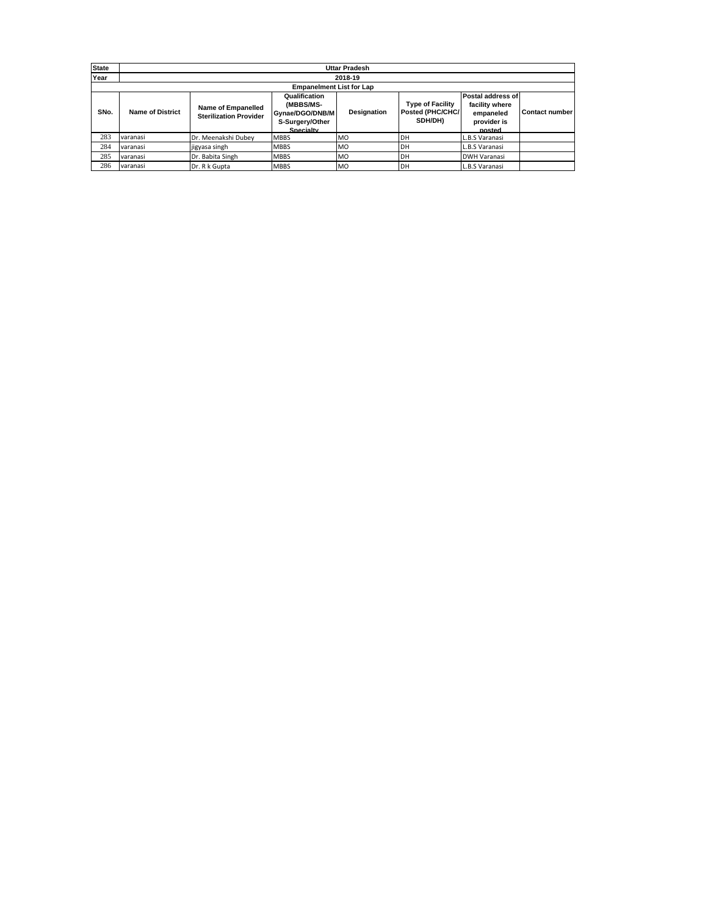| State | Uttar Pradesh | | | | | | |
|---|---|---|---|---|---|---|---|
| Year | 2018-19 | | | | | | |
| Empanelment List for Lap | | | | | | | |
| SNo. | Name of District | Name of Empanelled Sterilization Provider | Qualification (MBBS/MS-Gynae/DGO/DNB/MS-Surgery/Other Specialty | Designation | Type of Facility Posted (PHC/CHC/SDH/DH) | Postal address of facility where empaneled provider is posted | Contact number |
| 283 | varanasi | Dr. Meenakshi Dubey | MBBS | MO | DH | L.B.S Varanasi | |
| 284 | varanasi | jigyasa singh | MBBS | MO | DH | L.B.S Varanasi | |
| 285 | varanasi | Dr. Babita Singh | MBBS | MO | DH | DWH Varanasi | |
| 286 | varanasi | Dr. R k Gupta | MBBS | MO | DH | L.B.S Varanasi | |